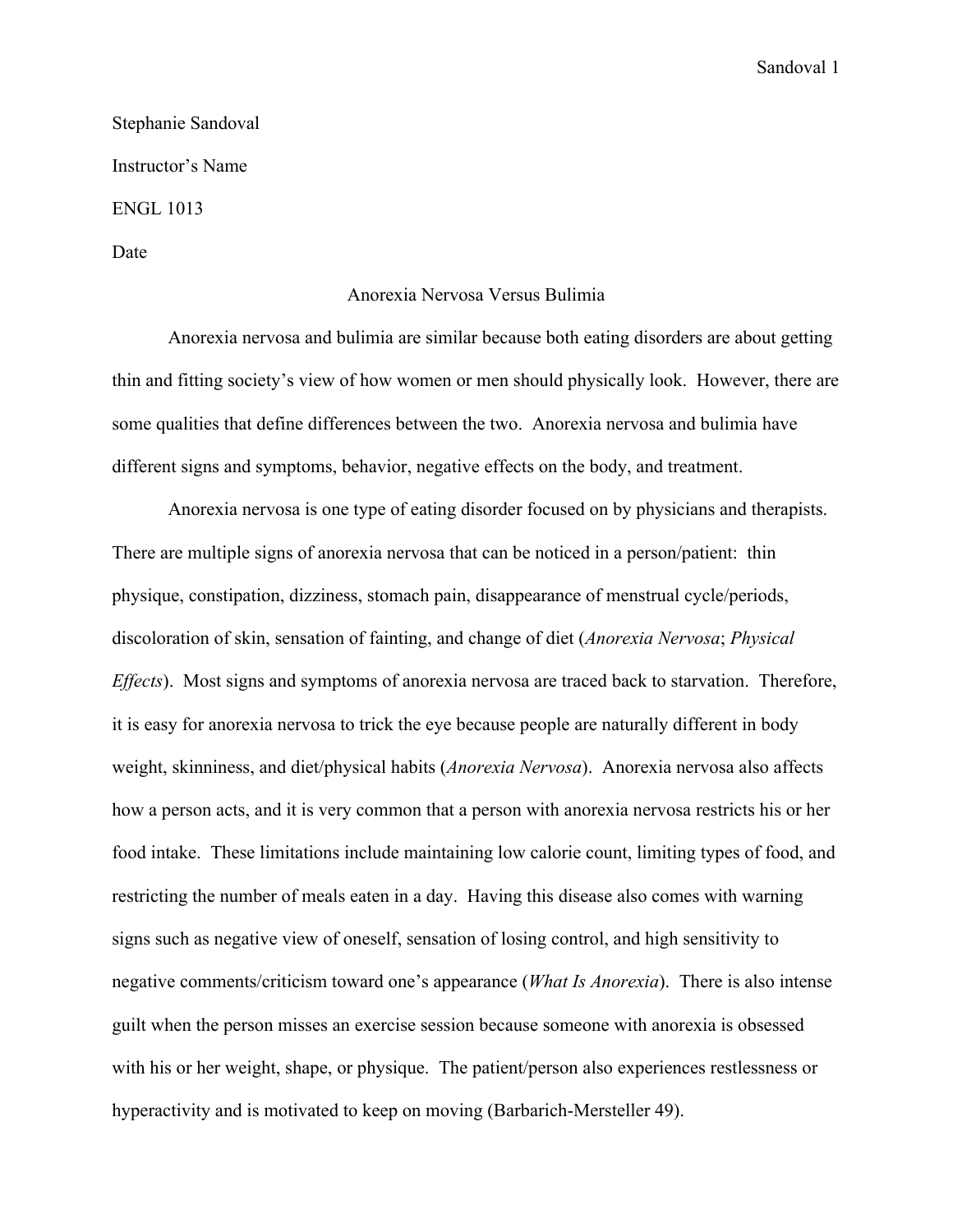Stephanie Sandoval

Instructor's Name

ENGL 1013

Date

# Anorexia Nervosa Versus Bulimia

Anorexia nervosa and bulimia are similar because both eating disorders are about getting thin and fitting society's view of how women or men should physically look. However, there are some qualities that define differences between the two. Anorexia nervosa and bulimia have different signs and symptoms, behavior, negative effects on the body, and treatment.

Anorexia nervosa is one type of eating disorder focused on by physicians and therapists. There are multiple signs of anorexia nervosa that can be noticed in a person/patient: thin physique, constipation, dizziness, stomach pain, disappearance of menstrual cycle/periods, discoloration of skin, sensation of fainting, and change of diet (*Anorexia Nervosa*; *Physical Effects*). Most signs and symptoms of anorexia nervosa are traced back to starvation. Therefore, it is easy for anorexia nervosa to trick the eye because people are naturally different in body weight, skinniness, and diet/physical habits (*Anorexia Nervosa*). Anorexia nervosa also affects how a person acts, and it is very common that a person with anorexia nervosa restricts his or her food intake. These limitations include maintaining low calorie count, limiting types of food, and restricting the number of meals eaten in a day. Having this disease also comes with warning signs such as negative view of oneself, sensation of losing control, and high sensitivity to negative comments/criticism toward one's appearance (*What Is Anorexia*). There is also intense guilt when the person misses an exercise session because someone with anorexia is obsessed with his or her weight, shape, or physique. The patient/person also experiences restlessness or hyperactivity and is motivated to keep on moving (Barbarich-Mersteller 49).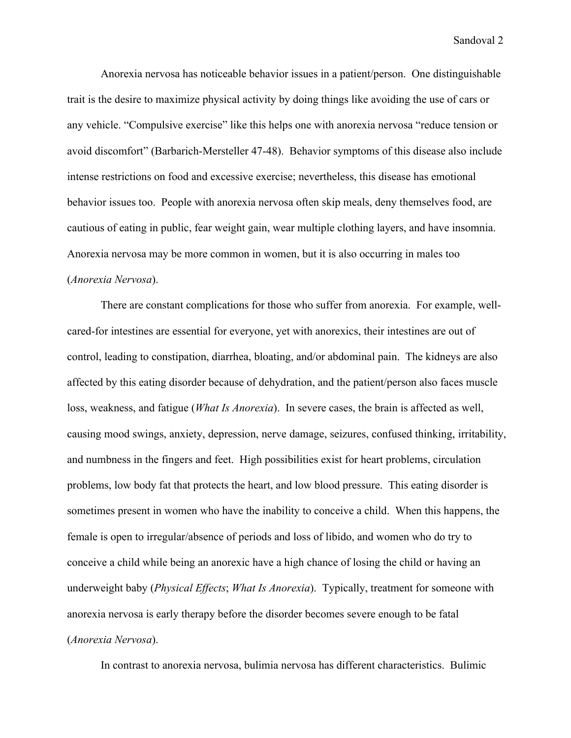Anorexia nervosa has noticeable behavior issues in a patient/person. One distinguishable trait is the desire to maximize physical activity by doing things like avoiding the use of cars or any vehicle. "Compulsive exercise" like this helps one with anorexia nervosa "reduce tension or avoid discomfort" (Barbarich-Mersteller 47-48). Behavior symptoms of this disease also include intense restrictions on food and excessive exercise; nevertheless, this disease has emotional behavior issues too. People with anorexia nervosa often skip meals, deny themselves food, are cautious of eating in public, fear weight gain, wear multiple clothing layers, and have insomnia. Anorexia nervosa may be more common in women, but it is also occurring in males too (*Anorexia Nervosa*).

There are constant complications for those who suffer from anorexia. For example, well-cared-for intestines are essential for everyone, yet with anorexics, their intestines are out of control, leading to constipation, diarrhea, bloating, and/or abdominal pain. The kidneys are also affected by this eating disorder because of dehydration, and the patient/person also faces muscle loss, weakness, and fatigue (*What Is Anorexia*). In severe cases, the brain is affected as well, causing mood swings, anxiety, depression, nerve damage, seizures, confused thinking, irritability, and numbness in the fingers and feet. High possibilities exist for heart problems, circulation problems, low body fat that protects the heart, and low blood pressure. This eating disorder is sometimes present in women who have the inability to conceive a child. When this happens, the female is open to irregular/absence of periods and loss of libido, and women who do try to conceive a child while being an anorexic have a high chance of losing the child or having an underweight baby (*Physical Effects*; *What Is Anorexia*). Typically, treatment for someone with anorexia nervosa is early therapy before the disorder becomes severe enough to be fatal (*Anorexia Nervosa*).

In contrast to anorexia nervosa, bulimia nervosa has different characteristics. Bulimic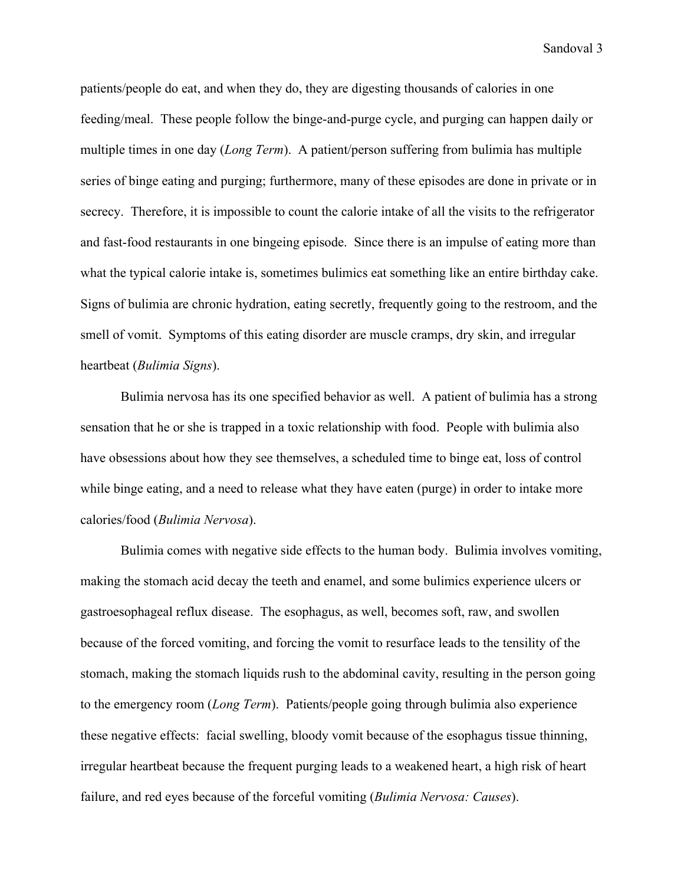patients/people do eat, and when they do, they are digesting thousands of calories in one feeding/meal. These people follow the binge-and-purge cycle, and purging can happen daily or multiple times in one day (*Long Term*). A patient/person suffering from bulimia has multiple series of binge eating and purging; furthermore, many of these episodes are done in private or in secrecy. Therefore, it is impossible to count the calorie intake of all the visits to the refrigerator and fast-food restaurants in one bingeing episode. Since there is an impulse of eating more than what the typical calorie intake is, sometimes bulimics eat something like an entire birthday cake. Signs of bulimia are chronic hydration, eating secretly, frequently going to the restroom, and the smell of vomit. Symptoms of this eating disorder are muscle cramps, dry skin, and irregular heartbeat (*Bulimia Signs*).

Bulimia nervosa has its one specified behavior as well. A patient of bulimia has a strong sensation that he or she is trapped in a toxic relationship with food. People with bulimia also have obsessions about how they see themselves, a scheduled time to binge eat, loss of control while binge eating, and a need to release what they have eaten (purge) in order to intake more calories/food (*Bulimia Nervosa*).

Bulimia comes with negative side effects to the human body. Bulimia involves vomiting, making the stomach acid decay the teeth and enamel, and some bulimics experience ulcers or gastroesophageal reflux disease. The esophagus, as well, becomes soft, raw, and swollen because of the forced vomiting, and forcing the vomit to resurface leads to the tensility of the stomach, making the stomach liquids rush to the abdominal cavity, resulting in the person going to the emergency room (*Long Term*). Patients/people going through bulimia also experience these negative effects: facial swelling, bloody vomit because of the esophagus tissue thinning, irregular heartbeat because the frequent purging leads to a weakened heart, a high risk of heart failure, and red eyes because of the forceful vomiting (*Bulimia Nervosa: Causes*).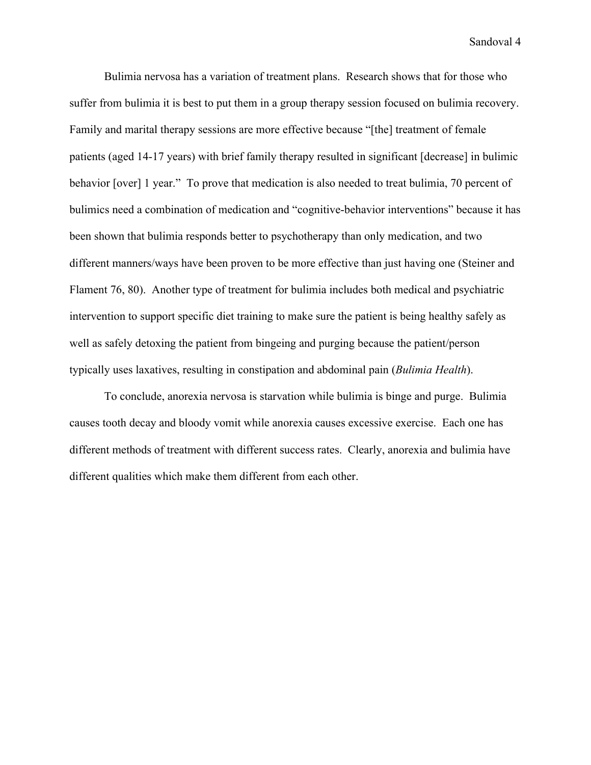Bulimia nervosa has a variation of treatment plans. Research shows that for those who suffer from bulimia it is best to put them in a group therapy session focused on bulimia recovery. Family and marital therapy sessions are more effective because "[the] treatment of female patients (aged 14-17 years) with brief family therapy resulted in significant [decrease] in bulimic behavior [over] 1 year." To prove that medication is also needed to treat bulimia, 70 percent of bulimics need a combination of medication and "cognitive-behavior interventions" because it has been shown that bulimia responds better to psychotherapy than only medication, and two different manners/ways have been proven to be more effective than just having one (Steiner and Flament 76, 80). Another type of treatment for bulimia includes both medical and psychiatric intervention to support specific diet training to make sure the patient is being healthy safely as well as safely detoxing the patient from bingeing and purging because the patient/person typically uses laxatives, resulting in constipation and abdominal pain (*Bulimia Health*).

To conclude, anorexia nervosa is starvation while bulimia is binge and purge. Bulimia causes tooth decay and bloody vomit while anorexia causes excessive exercise. Each one has different methods of treatment with different success rates. Clearly, anorexia and bulimia have different qualities which make them different from each other.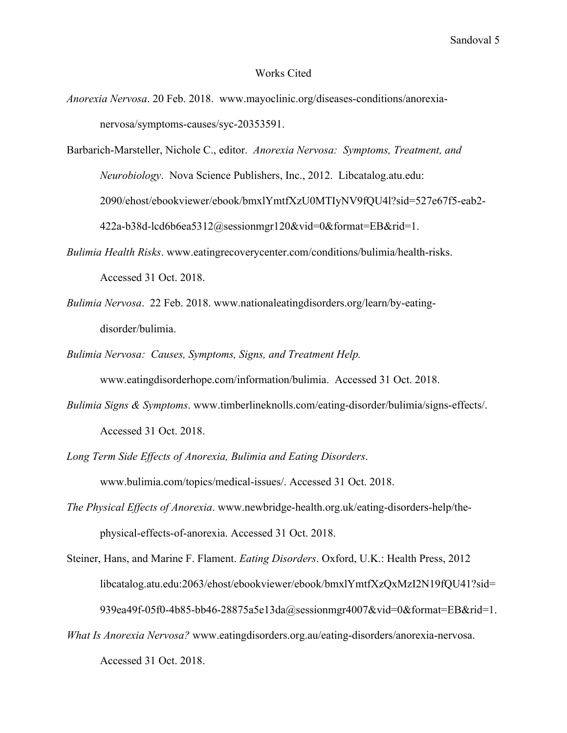# Works Cited

*Anorexia Nervosa*. 20 Feb. 2018. www.mayoclinic.org/diseases-conditions/anorexia-nervosa/symptoms-causes/syc-20353591.

Barbarich-Marsteller, Nichole C., editor. *Anorexia Nervosa: Symptoms, Treatment, and Neurobiology*. Nova Science Publishers, Inc., 2012. Libcatalog.atu.edu: 2090/ehost/ebookviewer/ebook/bmxlYmtfXzU0MTIyNV9fQU4l?sid=527e67f5-eab2-422a-b38d-lcd6b6ea5312@sessionmgr120&vid=0&format=EB&rid=1.

*Bulimia Health Risks*. www.eatingrecoverycenter.com/conditions/bulimia/health-risks. Accessed 31 Oct. 2018.

*Bulimia Nervosa*. 22 Feb. 2018. www.nationaleatingdisorders.org/learn/by-eating-disorder/bulimia.

*Bulimia Nervosa: Causes, Symptoms, Signs, and Treatment Help.* www.eatingdisorderhope.com/information/bulimia. Accessed 31 Oct. 2018.

*Bulimia Signs & Symptoms*. www.timberlineknolls.com/eating-disorder/bulimia/signs-effects/. Accessed 31 Oct. 2018.

*Long Term Side Effects of Anorexia, Bulimia and Eating Disorders*. www.bulimia.com/topics/medical-issues/. Accessed 31 Oct. 2018.

*The Physical Effects of Anorexia*. www.newbridge-health.org.uk/eating-disorders-help/the-physical-effects-of-anorexia. Accessed 31 Oct. 2018.

Steiner, Hans, and Marine F. Flament. *Eating Disorders*. Oxford, U.K.: Health Press, 2012 libcatalog.atu.edu:2063/ehost/ebookviewer/ebook/bmxlYmtfXzQxMzI2N19fQU41?sid=939ea49f-05f0-4b85-bb46-28875a5e13da@sessionmgr4007&vid=0&format=EB&rid=1.

*What Is Anorexia Nervosa?* www.eatingdisorders.org.au/eating-disorders/anorexia-nervosa. Accessed 31 Oct. 2018.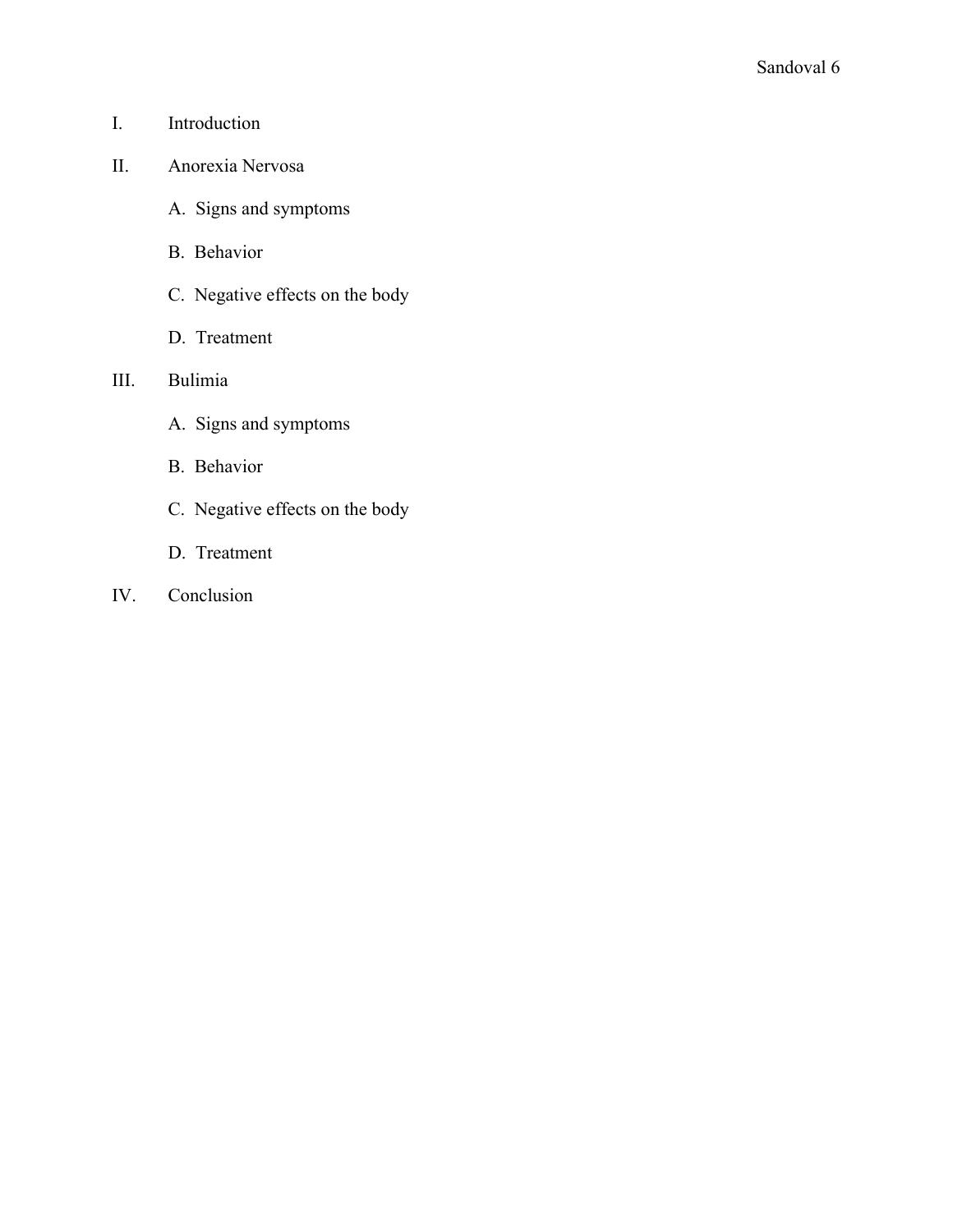I. Introduction

II. Anorexia Nervosa

    A. Signs and symptoms

    B. Behavior

    C. Negative effects on the body

    D. Treatment

III. Bulimia

    A. Signs and symptoms

    B. Behavior

    C. Negative effects on the body

    D. Treatment

IV. Conclusion